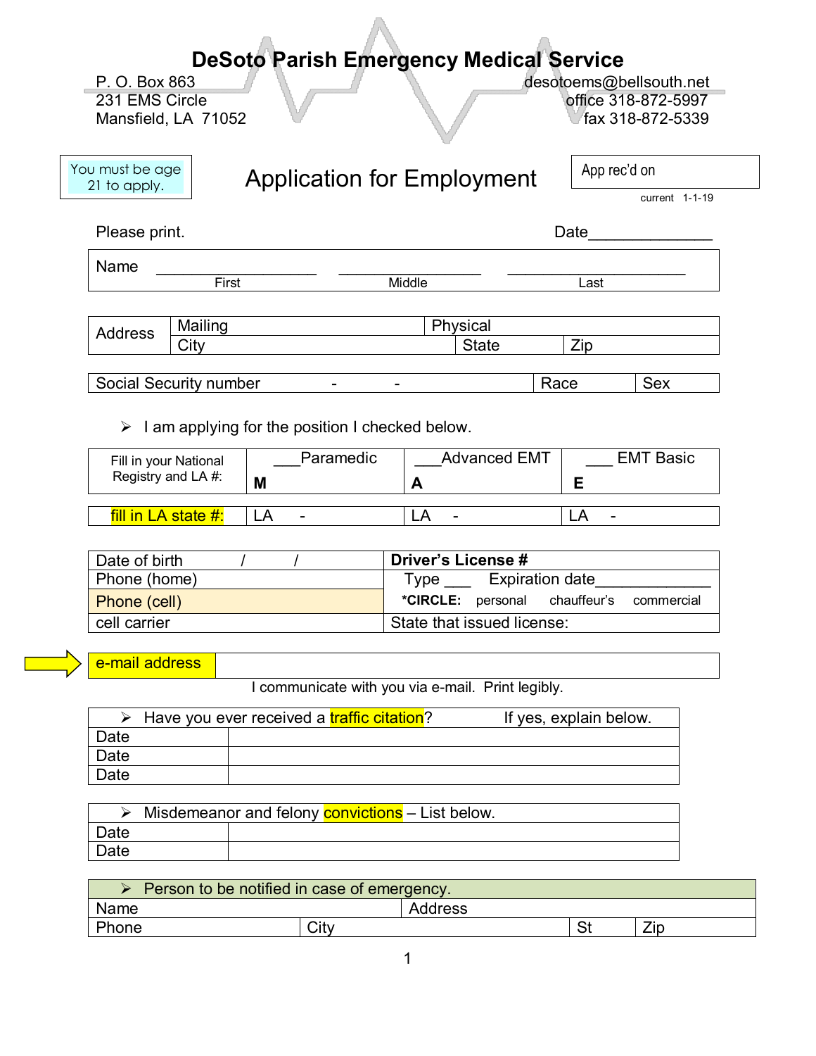# DeSoto Parish Emergency Medical Service

P. O. Box 863
231 EMS Circle
Mansfield, LA 71052

desotoems@bellsouth.net
office 318-872-5997
fax 318-872-5339

You must be age 21 to apply.

## Application for Employment

App rec'd on

current 1-1-19

Please print. Date______________

| | | | |
|---|---|---|---|
| Name | ___________________ First | _________________ Middle | _____________________ Last |

| | | | |
|---|---|---|---|
| Address | Mailing | | Physical |
| | City | State | Zip |

| | | |
|---|---|---|
| Social Security number - - | Race | Sex |

➢ I am applying for the position I checked below.

| | | | |
|---|---|---|---|
| Fill in your National Registry and LA #: | ___Paramedic **M** | ___Advanced EMT **A** | ___ EMT Basic **E** |
| fill in LA state #: | LA - | LA - | LA - |

| | |
|---|---|
| Date of birth / / | **Driver's License #** |
| Phone (home) | Type ___ Expiration date_____________ |
| Phone (cell) | ***CIRCLE:** personal chauffeur's commercial |
| cell carrier | State that issued license: |

| | |
|---|---|
| e-mail address | |

I communicate with you via e-mail. Print legibly.

| | |
|---|---|
| ➢ Have you ever received a traffic citation? | If yes, explain below. |
| Date | |
| Date | |
| Date | |

| | |
|---|---|
| ➢ Misdemeanor and felony convictions – List below. | |
| Date | |
| Date | |

| | | | |
|---|---|---|---|
| ➢ Person to be notified in case of emergency. | | | |
| Name | Address | | |
| Phone | City | St | Zip |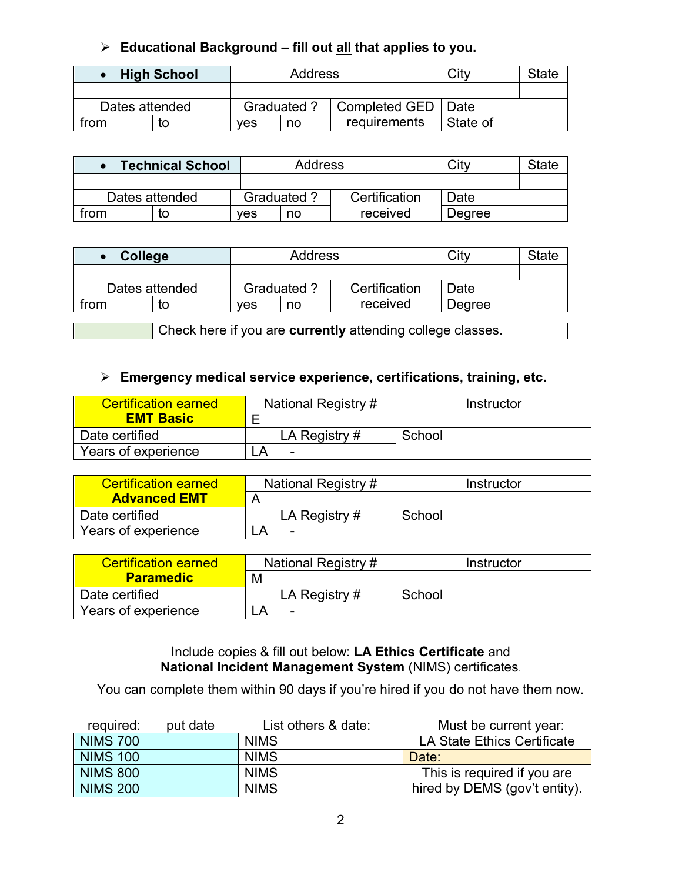- **Educational Background – fill out all that applies to you.**

| • **High School** | | Address | | City | State |
|---|---|---|---|---|---|
| | | | | | |
| Dates attended | | Graduated ? | | Completed GED requirements | Date |
| from | to | yes | no | | State of |

| • **Technical School** | | Address | | City | State |
|---|---|---|---|---|---|
| | | | | | |
| Dates attended | | Graduated ? | | Certification received | Date |
| from | to | yes | no | | Degree |

| • **College** | | Address | | City | State |
|---|---|---|---|---|---|
| | | | | | |
| Dates attended | | Graduated ? | | Certification received | Date |
| from | to | yes | no | | Degree |

| | |
|---|---|
| | Check here if you are **currently** attending college classes. |

- **Emergency medical service experience, certifications, training, etc.**

| Certification earned **EMT Basic** | National Registry # | Instructor |
|---|---|---|
| | E | |
| Date certified | LA Registry # | School |
| Years of experience | LA - | |

| Certification earned **Advanced EMT** | National Registry # | Instructor |
|---|---|---|
| | A | |
| Date certified | LA Registry # | School |
| Years of experience | LA - | |

| Certification earned **Paramedic** | National Registry # | Instructor |
|---|---|---|
| | M | |
| Date certified | LA Registry # | School |
| Years of experience | LA - | |

Include copies & fill out below: **LA Ethics Certificate** and **National Incident Management System** (NIMS) certificates.

You can complete them within 90 days if you're hired if you do not have them now.

| required: put date | List others & date: | Must be current year: |
|---|---|---|
| NIMS 700 | NIMS | LA State Ethics Certificate |
| NIMS 100 | NIMS | Date: |
| NIMS 800 | NIMS | This is required if you are hired by DEMS (gov't entity). |
| NIMS 200 | NIMS | |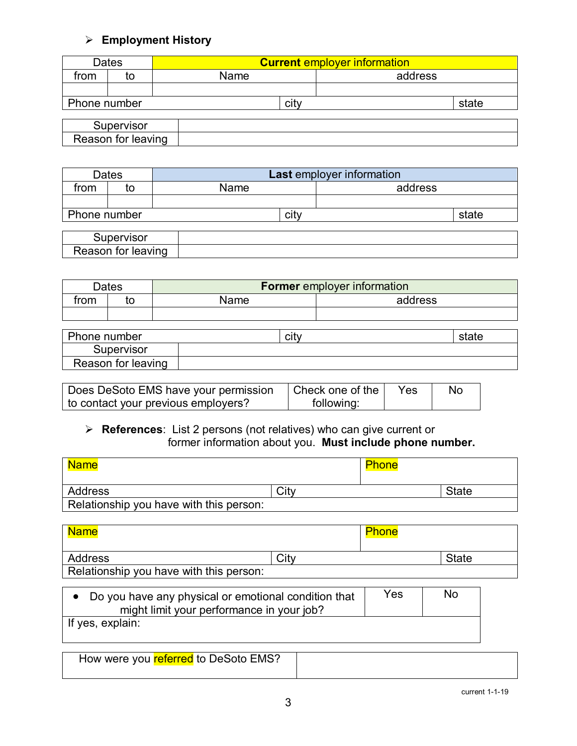- **Employment History**

| Dates | | **Current** employer information | | |
|---|---|---|---|---|
| from | to | Name | address | |
| | | | | |
| Phone number | | city | | state |

| | |
|---|---|
| Supervisor | |
| Reason for leaving | |

| Dates | | **Last** employer information | | |
|---|---|---|---|---|
| from | to | Name | address | |
| | | | | |
| Phone number | | city | | state |

| | |
|---|---|
| Supervisor | |
| Reason for leaving | |

| Dates | | **Former** employer information | | |
|---|---|---|---|---|
| from | to | Name | address | |
| | | | | |

| | | |
|---|---|---|
| Phone number | city | state |
| Supervisor | | |
| Reason for leaving | | |

| | | | |
|---|---|---|---|
| Does DeSoto EMS have your permission to contact your previous employers? | Check one of the following: | Yes | No |

- **References**: List 2 persons (not relatives) who can give current or former information about you. **Must include phone number.**

| | | |
|---|---|---|
| Name | | Phone |
| Address | City | State |
| Relationship you have with this person: | | |

| | | |
|---|---|---|
| Name | | Phone |
| Address | City | State |
| Relationship you have with this person: | | |

| | | |
|---|---|---|
| • Do you have any physical or emotional condition that might limit your performance in your job? | Yes | No |
| If yes, explain: | | |

| | |
|---|---|
| How were you referred to DeSoto EMS? | |

current 1-1-19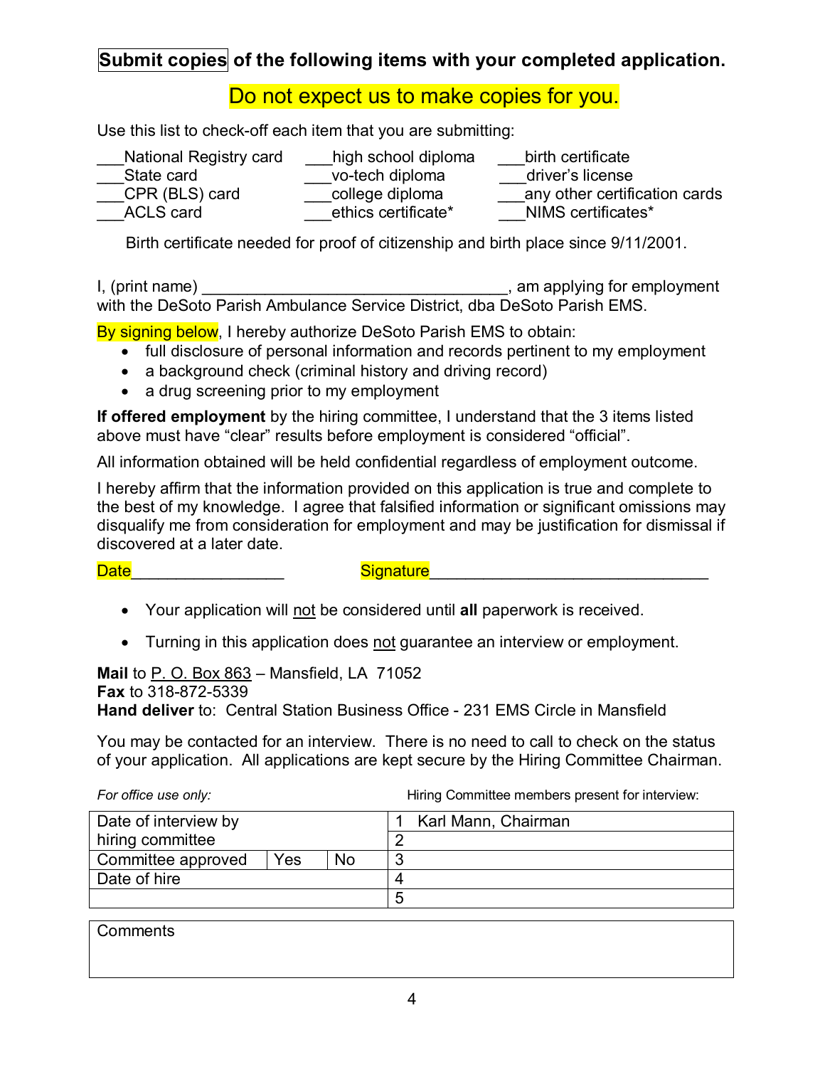**Submit copies of the following items with your completed application.**

Do not expect us to make copies for you.

Use this list to check-off each item that you are submitting:

| | | |
|---|---|---|
| ___National Registry card | ___high school diploma | ___birth certificate |
| ___State card | ___vo-tech diploma | ___driver's license |
| ___CPR (BLS) card | ___college diploma | ___any other certification cards |
| ___ACLS card | ___ethics certificate* | ___NIMS certificates* |

Birth certificate needed for proof of citizenship and birth place since 9/11/2001.

I, (print name) ___________________________________, am applying for employment with the DeSoto Parish Ambulance Service District, dba DeSoto Parish EMS.

By signing below, I hereby authorize DeSoto Parish EMS to obtain:

- full disclosure of personal information and records pertinent to my employment
- a background check (criminal history and driving record)
- a drug screening prior to my employment

**If offered employment** by the hiring committee, I understand that the 3 items listed above must have "clear" results before employment is considered "official".

All information obtained will be held confidential regardless of employment outcome.

I hereby affirm that the information provided on this application is true and complete to the best of my knowledge. I agree that falsified information or significant omissions may disqualify me from consideration for employment and may be justification for dismissal if discovered at a later date.

Date__________________ Signature________________________________

- Your application will not be considered until **all** paperwork is received.
- Turning in this application does not guarantee an interview or employment.

**Mail** to P. O. Box 863 – Mansfield, LA 71052
**Fax** to 318-872-5339
**Hand deliver** to: Central Station Business Office - 231 EMS Circle in Mansfield

You may be contacted for an interview. There is no need to call to check on the status of your application. All applications are kept secure by the Hiring Committee Chairman.

*For office use only:* Hiring Committee members present for interview:

| | | | |
|---|---|---|---|
| Date of interview by hiring committee | | | 1 Karl Mann, Chairman |
| | | | 2 |
| Committee approved | Yes | No | 3 |
| Date of hire | | | 4 |
| | | | 5 |

| Comments |
|---|
| |